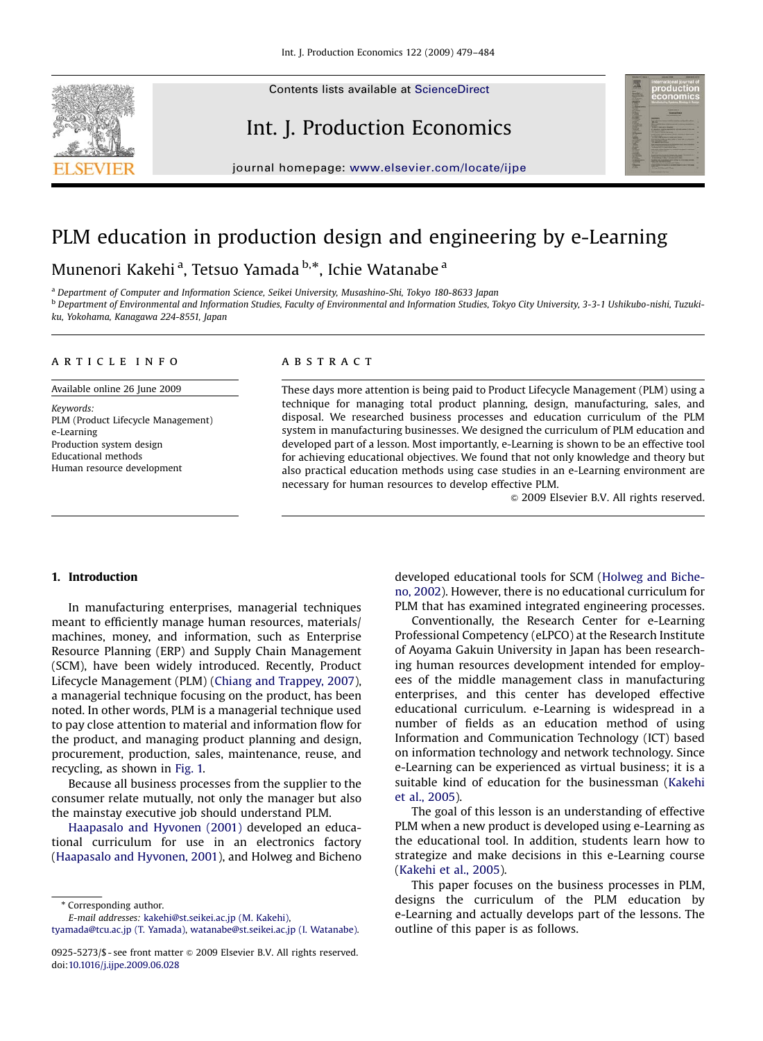# PLM education in production design and engineering by e-Learning

Munenori Kakehi[a], Tetsuo Yamada[b,*], Ichie Watanabe[a]

[a] Department of Computer and Information Science, Seikei University, Musashino-Shi, Tokyo 180-8633 Japan

[b] Department of Environmental and Information Studies, Faculty of Environmental and Information Studies, Tokyo City University, 3-3-1 Ushikubo-nishi, Tuzuki-ku, Yokohama, Kanagawa 224-8551, Japan

## ARTICLE INFO

Available online 26 June 2009

*Keywords:*
PLM (Product Lifecycle Management)
e-Learning
Production system design
Educational methods
Human resource development

## ABSTRACT

These days more attention is being paid to Product Lifecycle Management (PLM) using a technique for managing total product planning, design, manufacturing, sales, and disposal. We researched business processes and education curriculum of the PLM system in manufacturing businesses. We designed the curriculum of PLM education and developed part of a lesson. Most importantly, e-Learning is shown to be an effective tool for achieving educational objectives. We found that not only knowledge and theory but also practical education methods using case studies in an e-Learning environment are necessary for human resources to develop effective PLM.

© 2009 Elsevier B.V. All rights reserved.

## 1. Introduction

In manufacturing enterprises, managerial techniques meant to efficiently manage human resources, materials/machines, money, and information, such as Enterprise Resource Planning (ERP) and Supply Chain Management (SCM), have been widely introduced. Recently, Product Lifecycle Management (PLM) (Chiang and Trappey, 2007), a managerial technique focusing on the product, has been noted. In other words, PLM is a managerial technique used to pay close attention to material and information flow for the product, and managing product planning and design, procurement, production, sales, maintenance, reuse, and recycling, as shown in Fig. 1.

Because all business processes from the supplier to the consumer relate mutually, not only the manager but also the mainstay executive job should understand PLM.

Haapasalo and Hyvonen (2001) developed an educational curriculum for use in an electronics factory (Haapasalo and Hyvonen, 2001), and Holweg and Bicheno developed educational tools for SCM (Holweg and Bicheno, 2002). However, there is no educational curriculum for PLM that has examined integrated engineering processes.

Conventionally, the Research Center for e-Learning Professional Competency (eLPCO) at the Research Institute of Aoyama Gakuin University in Japan has been researching human resources development intended for employees of the middle management class in manufacturing enterprises, and this center has developed effective educational curriculum. e-Learning is widespread in a number of fields as an education method of using Information and Communication Technology (ICT) based on information technology and network technology. Since e-Learning can be experienced as virtual business; it is a suitable kind of education for the businessman (Kakehi et al., 2005).

The goal of this lesson is an understanding of effective PLM when a new product is developed using e-Learning as the educational tool. In addition, students learn how to strategize and make decisions in this e-Learning course (Kakehi et al., 2005).

This paper focuses on the business processes in PLM, designs the curriculum of the PLM education by e-Learning and actually develops part of the lessons. The outline of this paper is as follows.

---

\* Corresponding author.
*E-mail addresses:* kakehi@st.seikei.ac.jp (M. Kakehi), tyamada@tcu.ac.jp (T. Yamada), watanabe@st.seikei.ac.jp (I. Watanabe).

0925-5273/$ - see front matter © 2009 Elsevier B.V. All rights reserved.
doi:10.1016/j.ijpe.2009.06.028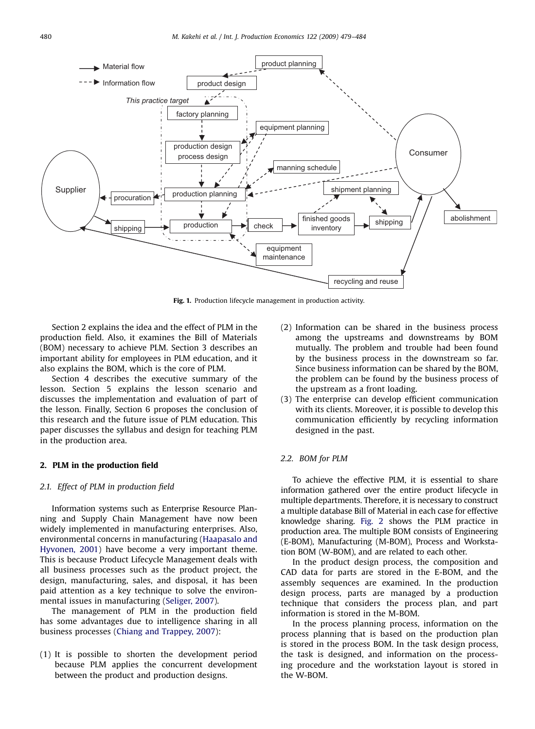Fig. 1. Production lifecycle management in production activity.

Section 2 explains the idea and the effect of PLM in the production field. Also, it examines the Bill of Materials (BOM) necessary to achieve PLM. Section 3 describes an important ability for employees in PLM education, and it also explains the BOM, which is the core of PLM.

Section 4 describes the executive summary of the lesson. Section 5 explains the lesson scenario and discusses the implementation and evaluation of part of the lesson. Finally, Section 6 proposes the conclusion of this research and the future issue of PLM education. This paper discusses the syllabus and design for teaching PLM in the production area.

## 2. PLM in the production field

### 2.1. Effect of PLM in production field

Information systems such as Enterprise Resource Planning and Supply Chain Management have now been widely implemented in manufacturing enterprises. Also, environmental concerns in manufacturing (Haapasalo and Hyvonen, 2001) have become a very important theme. This is because Product Lifecycle Management deals with all business processes such as the product project, the design, manufacturing, sales, and disposal, it has been paid attention as a key technique to solve the environmental issues in manufacturing (Seliger, 2007).

The management of PLM in the production field has some advantages due to intelligence sharing in all business processes (Chiang and Trappey, 2007):

(1) It is possible to shorten the development period because PLM applies the concurrent development between the product and production designs.

(2) Information can be shared in the business process among the upstreams and downstreams by BOM mutually. The problem and trouble had been found by the business process in the downstream so far. Since business information can be shared by the BOM, the problem can be found by the business process of the upstream as a front loading.

(3) The enterprise can develop efficient communication with its clients. Moreover, it is possible to develop this communication efficiently by recycling information designed in the past.

### 2.2. BOM for PLM

To achieve the effective PLM, it is essential to share information gathered over the entire product lifecycle in multiple departments. Therefore, it is necessary to construct a multiple database Bill of Material in each case for effective knowledge sharing. Fig. 2 shows the PLM practice in production area. The multiple BOM consists of Engineering (E-BOM), Manufacturing (M-BOM), Process and Workstation BOM (W-BOM), and are related to each other.

In the product design process, the composition and CAD data for parts are stored in the E-BOM, and the assembly sequences are examined. In the production design process, parts are managed by a production technique that considers the process plan, and part information is stored in the M-BOM.

In the process planning process, information on the process planning that is based on the production plan is stored in the process BOM. In the task design process, the task is designed, and information on the processing procedure and the workstation layout is stored in the W-BOM.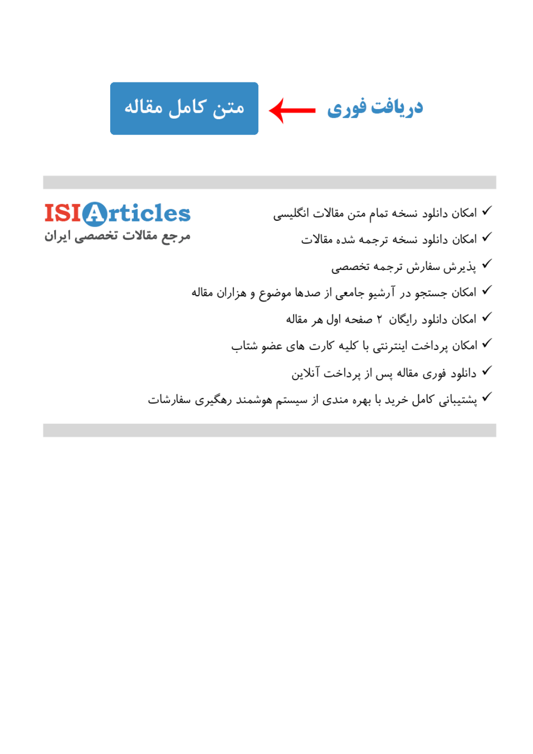دریافت فوری ← متن کامل مقاله

**ISIArticles**
مرجع مقالات تخصصی ایران

- ✓ امکان دانلود نسخه تمام متن مقالات انگلیسی
- ✓ امکان دانلود نسخه ترجمه شده مقالات
- ✓ پذیرش سفارش ترجمه تخصصی
- ✓ امکان جستجو در آرشیو جامعی از صدها موضوع و هزاران مقاله
- ✓ امکان دانلود رایگان ۲ صفحه اول هر مقاله
- ✓ امکان پرداخت اینترنتی با کلیه کارت های عضو شتاب
- ✓ دانلود فوری مقاله پس از پرداخت آنلاین
- ✓ پشتیبانی کامل خرید با بهره مندی از سیستم هوشمند رهگیری سفارشات